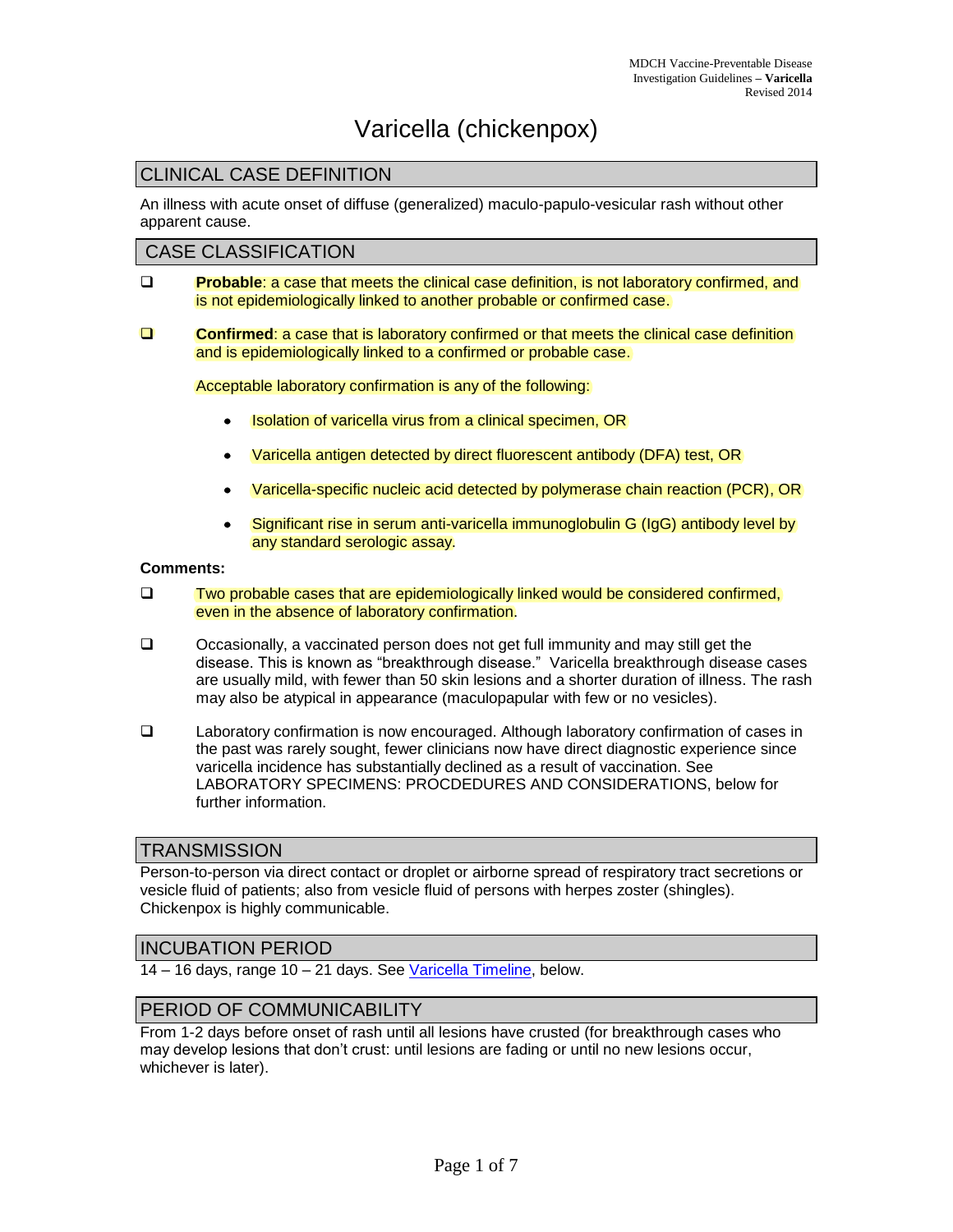# Varicella (chickenpox)

## CLINICAL CASE DEFINITION

An illness with acute onset of diffuse (generalized) maculo-papulo-vesicular rash without other apparent cause.

## CASE CLASSIFICATION

- **Probable**: a case that meets the clinical case definition, is not laboratory confirmed, and is not epidemiologically linked to another probable or confirmed case.
- **Confirmed**: a case that is laboratory confirmed or that meets the clinical case definition and is epidemiologically linked to a confirmed or probable case.

  Acceptable laboratory confirmation is any of the following:

  - Isolation of varicella virus from a clinical specimen, OR
  - Varicella antigen detected by direct fluorescent antibody (DFA) test, OR
  - Varicella-specific nucleic acid detected by polymerase chain reaction (PCR), OR
  - Significant rise in serum anti-varicella immunoglobulin G (IgG) antibody level by any standard serologic assay.

**Comments:**

- Two probable cases that are epidemiologically linked would be considered confirmed, even in the absence of laboratory confirmation.
- Occasionally, a vaccinated person does not get full immunity and may still get the disease. This is known as "breakthrough disease." Varicella breakthrough disease cases are usually mild, with fewer than 50 skin lesions and a shorter duration of illness. The rash may also be atypical in appearance (maculopapular with few or no vesicles).
- Laboratory confirmation is now encouraged. Although laboratory confirmation of cases in the past was rarely sought, fewer clinicians now have direct diagnostic experience since varicella incidence has substantially declined as a result of vaccination. See LABORATORY SPECIMENS: PROCDEDURES AND CONSIDERATIONS, below for further information.

## TRANSMISSION

Person-to-person via direct contact or droplet or airborne spread of respiratory tract secretions or vesicle fluid of patients; also from vesicle fluid of persons with herpes zoster (shingles). Chickenpox is highly communicable.

## INCUBATION PERIOD

14 – 16 days, range 10 – 21 days. See Varicella Timeline, below.

## PERIOD OF COMMUNICABILITY

From 1-2 days before onset of rash until all lesions have crusted (for breakthrough cases who may develop lesions that don't crust: until lesions are fading or until no new lesions occur, whichever is later).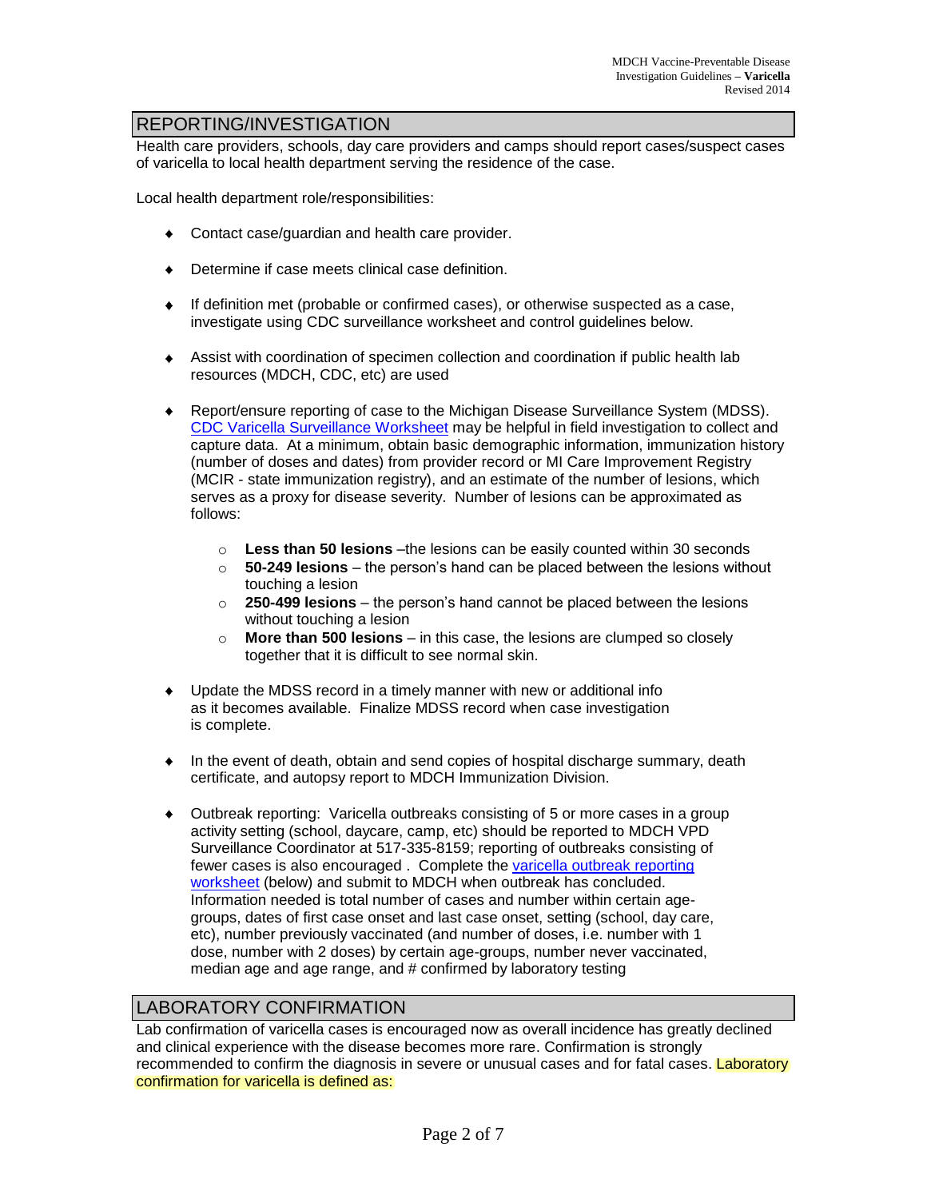## REPORTING/INVESTIGATION

Health care providers, schools, day care providers and camps should report cases/suspect cases of varicella to local health department serving the residence of the case.

Local health department role/responsibilities:

- Contact case/guardian and health care provider.
- Determine if case meets clinical case definition.
- If definition met (probable or confirmed cases), or otherwise suspected as a case, investigate using CDC surveillance worksheet and control guidelines below.
- Assist with coordination of specimen collection and coordination if public health lab resources (MDCH, CDC, etc) are used
- Report/ensure reporting of case to the Michigan Disease Surveillance System (MDSS). CDC Varicella Surveillance Worksheet may be helpful in field investigation to collect and capture data. At a minimum, obtain basic demographic information, immunization history (number of doses and dates) from provider record or MI Care Improvement Registry (MCIR - state immunization registry), and an estimate of the number of lesions, which serves as a proxy for disease severity. Number of lesions can be approximated as follows:
  - **Less than 50 lesions** –the lesions can be easily counted within 30 seconds
  - **50-249 lesions** – the person's hand can be placed between the lesions without touching a lesion
  - **250-499 lesions** – the person's hand cannot be placed between the lesions without touching a lesion
  - **More than 500 lesions** – in this case, the lesions are clumped so closely together that it is difficult to see normal skin.
- Update the MDSS record in a timely manner with new or additional info as it becomes available. Finalize MDSS record when case investigation is complete.
- In the event of death, obtain and send copies of hospital discharge summary, death certificate, and autopsy report to MDCH Immunization Division.
- Outbreak reporting: Varicella outbreaks consisting of 5 or more cases in a group activity setting (school, daycare, camp, etc) should be reported to MDCH VPD Surveillance Coordinator at 517-335-8159; reporting of outbreaks consisting of fewer cases is also encouraged . Complete the varicella outbreak reporting worksheet (below) and submit to MDCH when outbreak has concluded. Information needed is total number of cases and number within certain age-groups, dates of first case onset and last case onset, setting (school, day care, etc), number previously vaccinated (and number of doses, i.e. number with 1 dose, number with 2 doses) by certain age-groups, number never vaccinated, median age and age range, and # confirmed by laboratory testing

## LABORATORY CONFIRMATION

Lab confirmation of varicella cases is encouraged now as overall incidence has greatly declined and clinical experience with the disease becomes more rare. Confirmation is strongly recommended to confirm the diagnosis in severe or unusual cases and for fatal cases. Laboratory confirmation for varicella is defined as: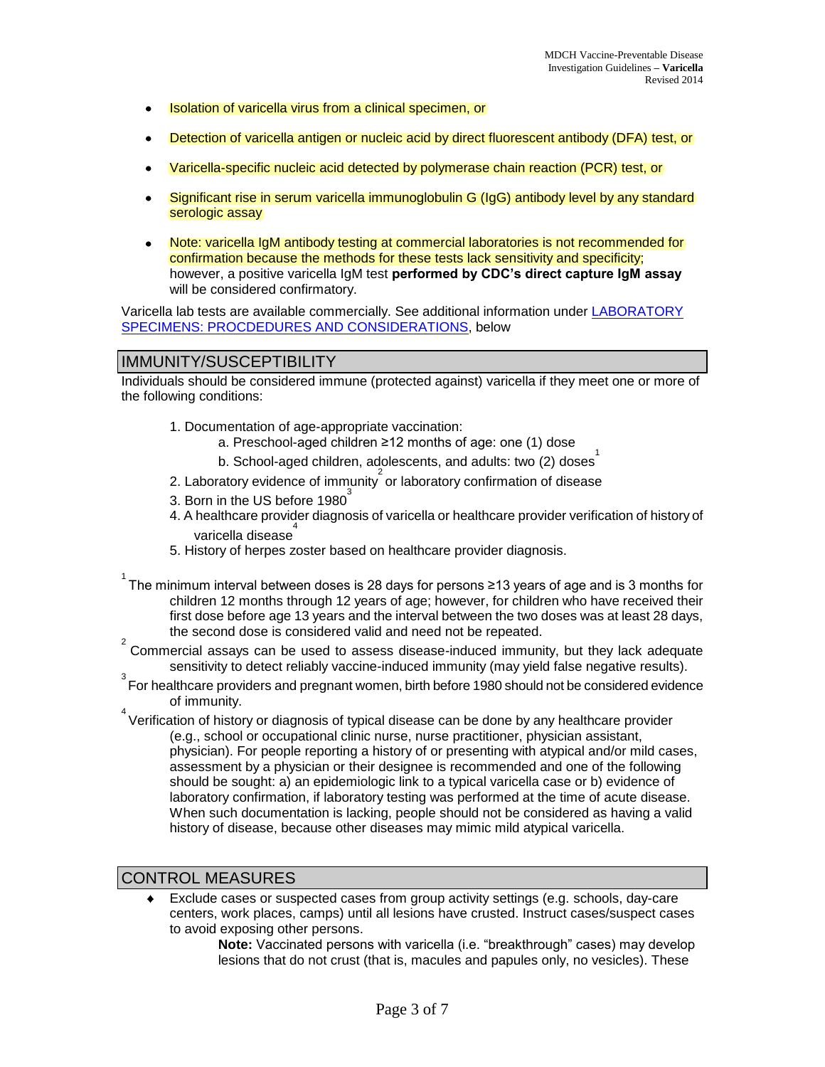- Isolation of varicella virus from a clinical specimen, or
- Detection of varicella antigen or nucleic acid by direct fluorescent antibody (DFA) test, or
- Varicella-specific nucleic acid detected by polymerase chain reaction (PCR) test, or
- Significant rise in serum varicella immunoglobulin G (IgG) antibody level by any standard serologic assay
- Note: varicella IgM antibody testing at commercial laboratories is not recommended for confirmation because the methods for these tests lack sensitivity and specificity; however, a positive varicella IgM test **performed by CDC's direct capture IgM assay** will be considered confirmatory.

Varicella lab tests are available commercially. See additional information under LABORATORY SPECIMENS: PROCDEDURES AND CONSIDERATIONS, below

## IMMUNITY/SUSCEPTIBILITY

Individuals should be considered immune (protected against) varicella if they meet one or more of the following conditions:

1. Documentation of age-appropriate vaccination:
   a. Preschool-aged children ≥12 months of age: one (1) dose
   b. School-aged children, adolescents, and adults: two (2) doses[1]
2. Laboratory evidence of immunity[2] or laboratory confirmation of disease
3. Born in the US before 1980[3]
4. A healthcare provider diagnosis of varicella or healthcare provider verification of history of varicella disease[4]
5. History of herpes zoster based on healthcare provider diagnosis.

[1] The minimum interval between doses is 28 days for persons ≥13 years of age and is 3 months for children 12 months through 12 years of age; however, for children who have received their first dose before age 13 years and the interval between the two doses was at least 28 days, the second dose is considered valid and need not be repeated.

[2] Commercial assays can be used to assess disease-induced immunity, but they lack adequate sensitivity to detect reliably vaccine-induced immunity (may yield false negative results).

[3] For healthcare providers and pregnant women, birth before 1980 should not be considered evidence of immunity.

[4] Verification of history or diagnosis of typical disease can be done by any healthcare provider (e.g., school or occupational clinic nurse, nurse practitioner, physician assistant, physician). For people reporting a history of or presenting with atypical and/or mild cases, assessment by a physician or their designee is recommended and one of the following should be sought: a) an epidemiologic link to a typical varicella case or b) evidence of laboratory confirmation, if laboratory testing was performed at the time of acute disease. When such documentation is lacking, people should not be considered as having a valid history of disease, because other diseases may mimic mild atypical varicella.

## CONTROL MEASURES

- Exclude cases or suspected cases from group activity settings (e.g. schools, day-care centers, work places, camps) until all lesions have crusted. Instruct cases/suspect cases to avoid exposing other persons.

  **Note:** Vaccinated persons with varicella (i.e. "breakthrough" cases) may develop lesions that do not crust (that is, macules and papules only, no vesicles). These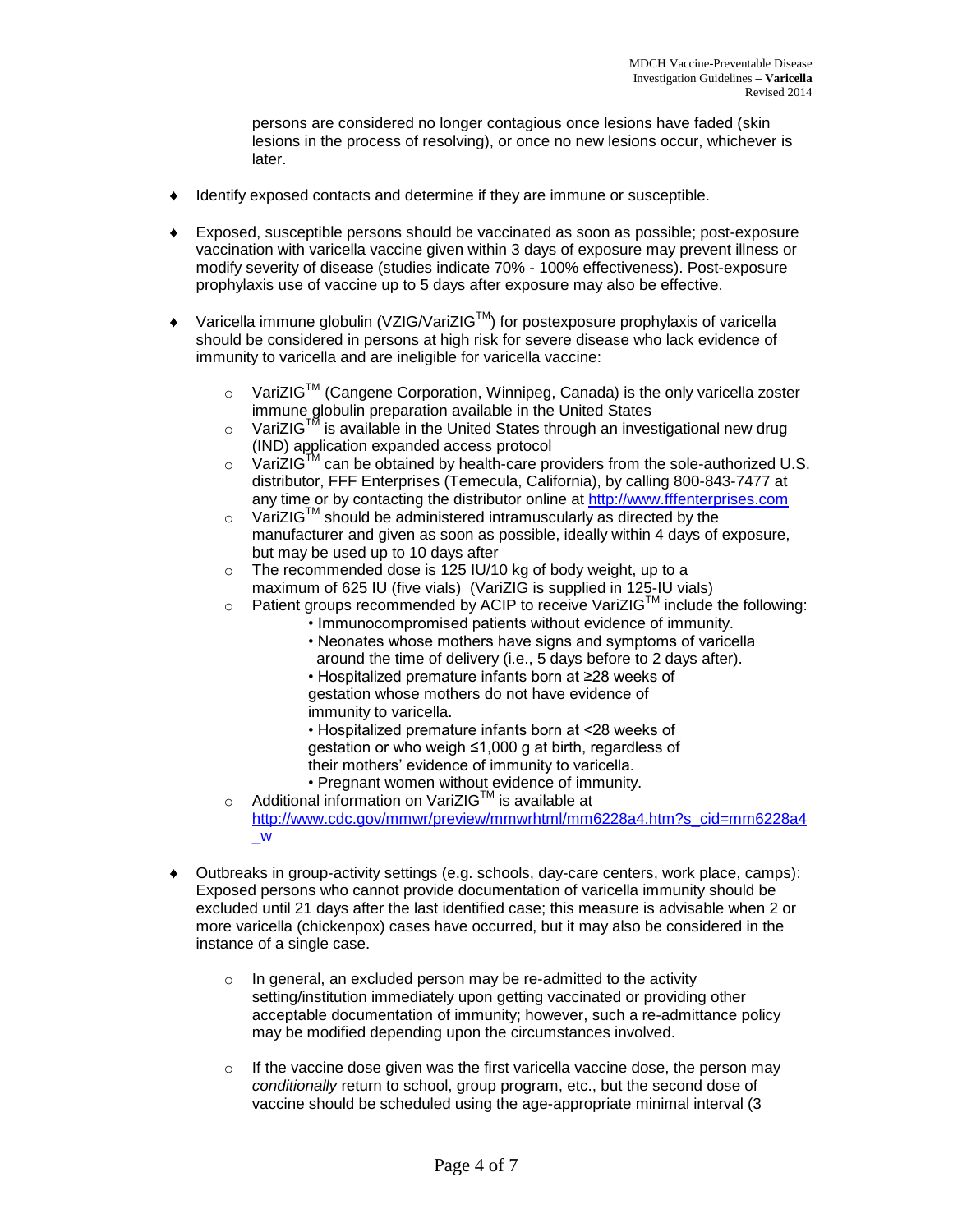persons are considered no longer contagious once lesions have faded (skin lesions in the process of resolving), or once no new lesions occur, whichever is later.

- Identify exposed contacts and determine if they are immune or susceptible.

- Exposed, susceptible persons should be vaccinated as soon as possible; post-exposure vaccination with varicella vaccine given within 3 days of exposure may prevent illness or modify severity of disease (studies indicate 70% - 100% effectiveness). Post-exposure prophylaxis use of vaccine up to 5 days after exposure may also be effective.

- Varicella immune globulin (VZIG/VariZIG™) for postexposure prophylaxis of varicella should be considered in persons at high risk for severe disease who lack evidence of immunity to varicella and are ineligible for varicella vaccine:
  - VariZIG™ (Cangene Corporation, Winnipeg, Canada) is the only varicella zoster immune globulin preparation available in the United States
  - VariZIG™ is available in the United States through an investigational new drug (IND) application expanded access protocol
  - VariZIG™ can be obtained by health-care providers from the sole-authorized U.S. distributor, FFF Enterprises (Temecula, California), by calling 800-843-7477 at any time or by contacting the distributor online at http://www.fffenterprises.com
  - VariZIG™ should be administered intramuscularly as directed by the manufacturer and given as soon as possible, ideally within 4 days of exposure, but may be used up to 10 days after
  - The recommended dose is 125 IU/10 kg of body weight, up to a maximum of 625 IU (five vials) (VariZIG is supplied in 125-IU vials)
  - Patient groups recommended by ACIP to receive VariZIG™ include the following:
    - Immunocompromised patients without evidence of immunity.
    - Neonates whose mothers have signs and symptoms of varicella around the time of delivery (i.e., 5 days before to 2 days after).
    - Hospitalized premature infants born at ≥28 weeks of gestation whose mothers do not have evidence of immunity to varicella.
    - Hospitalized premature infants born at <28 weeks of gestation or who weigh ≤1,000 g at birth, regardless of their mothers' evidence of immunity to varicella.
    - Pregnant women without evidence of immunity.
  - Additional information on VariZIG™ is available at http://www.cdc.gov/mmwr/preview/mmwrhtml/mm6228a4.htm?s_cid=mm6228a4_w

- Outbreaks in group-activity settings (e.g. schools, day-care centers, work place, camps): Exposed persons who cannot provide documentation of varicella immunity should be excluded until 21 days after the last identified case; this measure is advisable when 2 or more varicella (chickenpox) cases have occurred, but it may also be considered in the instance of a single case.

  - In general, an excluded person may be re-admitted to the activity setting/institution immediately upon getting vaccinated or providing other acceptable documentation of immunity; however, such a re-admittance policy may be modified depending upon the circumstances involved.

  - If the vaccine dose given was the first varicella vaccine dose, the person may *conditionally* return to school, group program, etc., but the second dose of vaccine should be scheduled using the age-appropriate minimal interval (3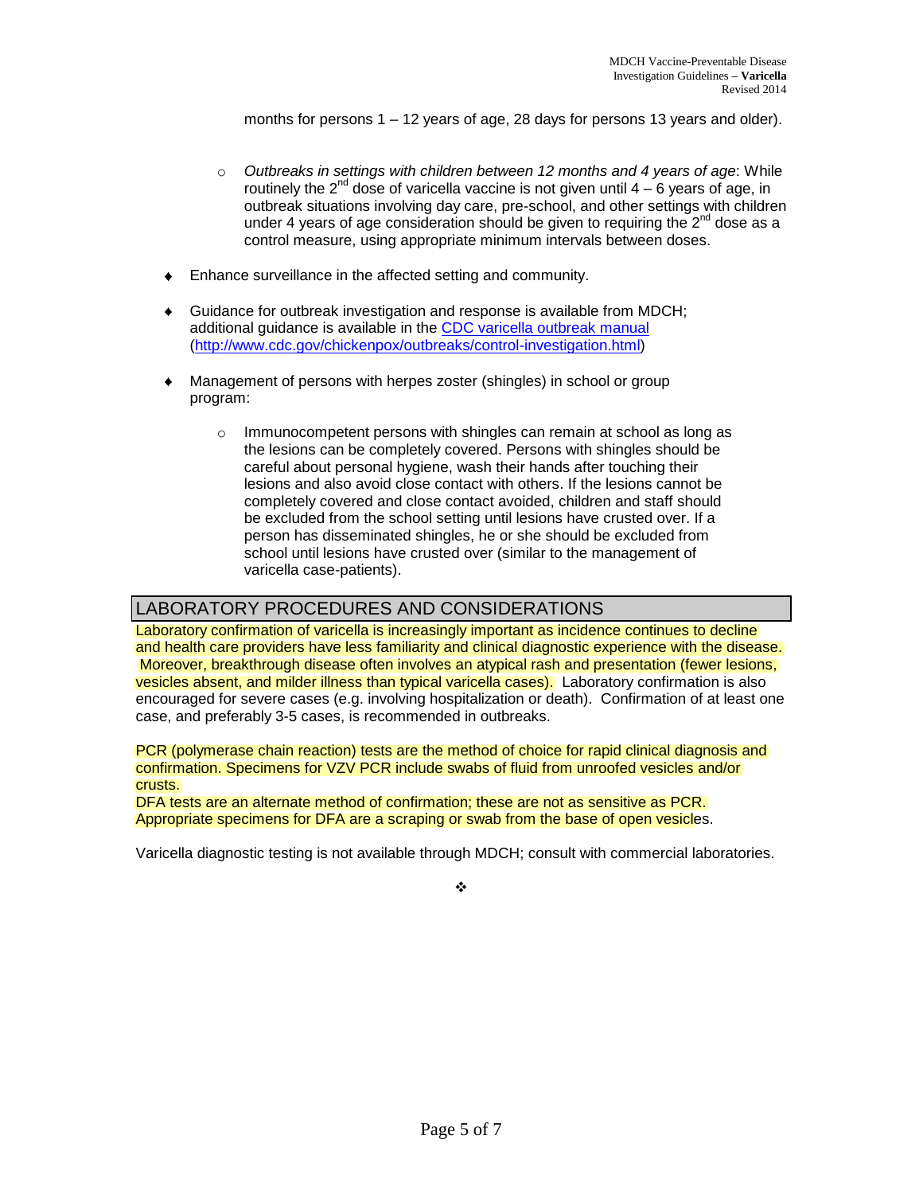months for persons 1 – 12 years of age, 28 days for persons 13 years and older).

  - *Outbreaks in settings with children between 12 months and 4 years of age*: While routinely the 2nd dose of varicella vaccine is not given until 4 – 6 years of age, in outbreak situations involving day care, pre-school, and other settings with children under 4 years of age consideration should be given to requiring the 2nd dose as a control measure, using appropriate minimum intervals between doses.

- Enhance surveillance in the affected setting and community.

- Guidance for outbreak investigation and response is available from MDCH; additional guidance is available in the [CDC varicella outbreak manual](http://www.cdc.gov/chickenpox/outbreaks/control-investigation.html) (http://www.cdc.gov/chickenpox/outbreaks/control-investigation.html)

- Management of persons with herpes zoster (shingles) in school or group program:

  - Immunocompetent persons with shingles can remain at school as long as the lesions can be completely covered. Persons with shingles should be careful about personal hygiene, wash their hands after touching their lesions and also avoid close contact with others. If the lesions cannot be completely covered and close contact avoided, children and staff should be excluded from the school setting until lesions have crusted over. If a person has disseminated shingles, he or she should be excluded from school until lesions have crusted over (similar to the management of varicella case-patients).

## LABORATORY PROCEDURES AND CONSIDERATIONS

Laboratory confirmation of varicella is increasingly important as incidence continues to decline and health care providers have less familiarity and clinical diagnostic experience with the disease. Moreover, breakthrough disease often involves an atypical rash and presentation (fewer lesions, vesicles absent, and milder illness than typical varicella cases). Laboratory confirmation is also encouraged for severe cases (e.g. involving hospitalization or death). Confirmation of at least one case, and preferably 3-5 cases, is recommended in outbreaks.

PCR (polymerase chain reaction) tests are the method of choice for rapid clinical diagnosis and confirmation. Specimens for VZV PCR include swabs of fluid from unroofed vesicles and/or crusts.
DFA tests are an alternate method of confirmation; these are not as sensitive as PCR. Appropriate specimens for DFA are a scraping or swab from the base of open vesicles.

Varicella diagnostic testing is not available through MDCH; consult with commercial laboratories.

❖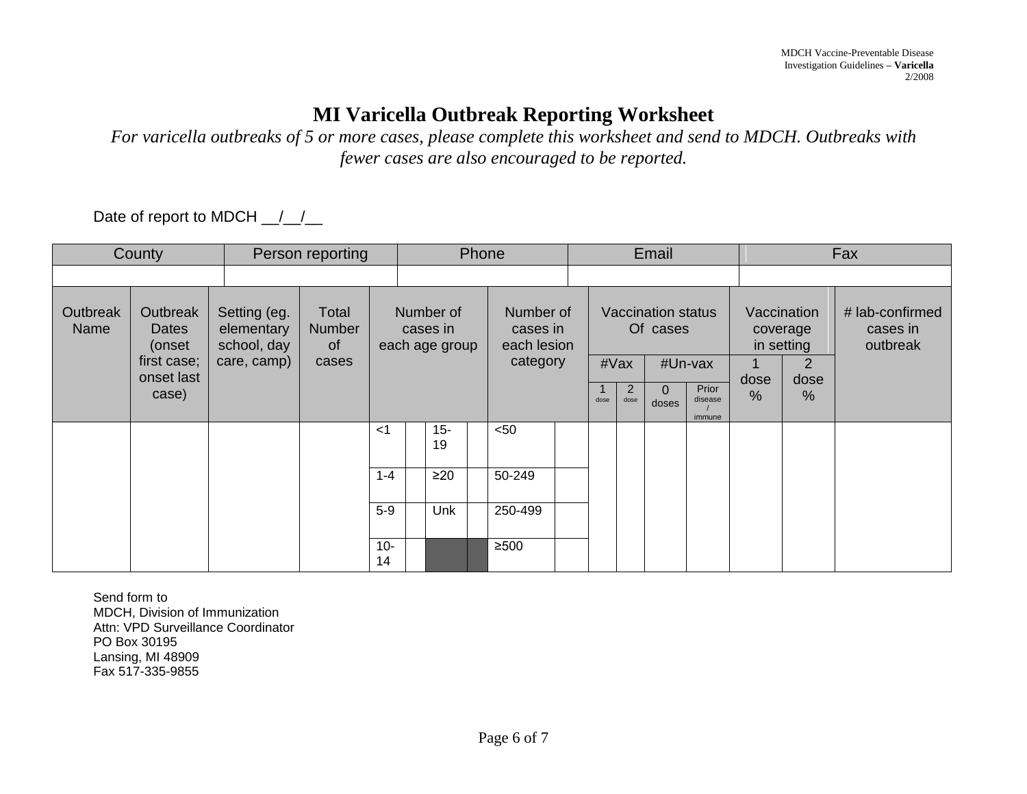# MI Varicella Outbreak Reporting Worksheet

*For varicella outbreaks of 5 or more cases, please complete this worksheet and send to MDCH. Outbreaks with fewer cases are also encouraged to be reported.*

Date of report to MDCH __/__/__

| County | Person reporting | Phone | Email | Fax |
|---|---|---|---|---|
| | | | | |

| Outbreak Name | Outbreak Dates (onset first case; onset last case) | Setting (eg. elementary school, day care, camp) | Total Number of cases | Number of cases in each age group | | | | Number of cases in each lesion category | | Vaccination status Of cases | | | | Vaccination coverage in setting | | # lab-confirmed cases in outbreak |
|---|---|---|---|---|---|---|---|---|---|---|---|---|---|---|---|---|
| | | | | | | | | | | #Vax | | #Un-vax | | 1 dose % | 2 dose % | |
| | | | | | | | | | | 1 dose | 2 dose | 0 doses | Prior disease / immune | | | |
| | | | | <1 | | 15-19 | | <50 | | | | | | | | |
| | | | | 1-4 | | ≥20 | | 50-249 | | | | | | | | |
| | | | | 5-9 | | Unk | | 250-499 | | | | | | | | |
| | | | | 10-14 | | | | ≥500 | | | | | | | | |

Send form to
MDCH, Division of Immunization
Attn: VPD Surveillance Coordinator
PO Box 30195
Lansing, MI 48909
Fax 517-335-9855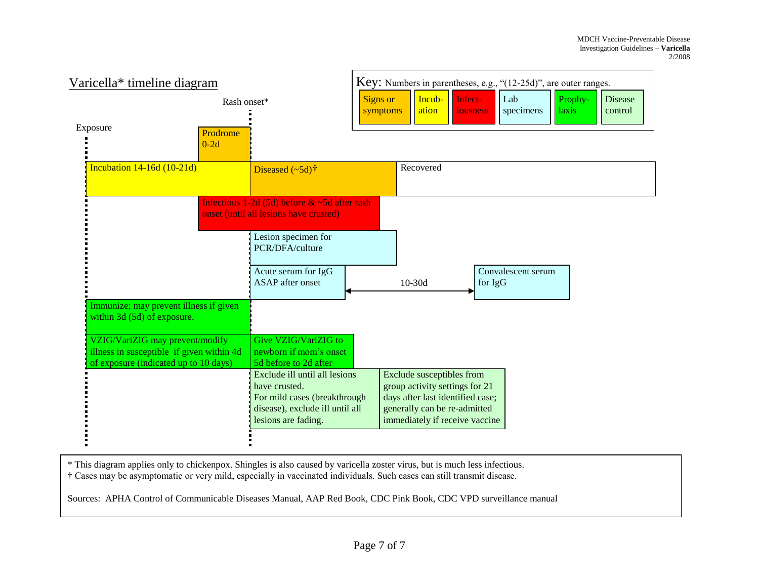## Varicella* timeline diagram

Key: Numbers in parentheses, e.g., "(12-25d)", are outer ranges.

Signs or symptoms

Incubation

Infectiousness

Lab specimens

Prophylaxis

Disease control

Exposure

Rash onset*

Prodrome 0-2d

Incubation 14-16d (10-21d)

Diseased (~5d)†

Recovered

Infectious 1-2d (5d) before & ~5d after rash onset (until all lesions have crusted)

Lesion specimen for PCR/DFA/culture

Acute serum for IgG ASAP after onset

10-30d

Convalescent serum for IgG

Immunize; may prevent illness if given within 3d (5d) of exposure.

VZIG/VariZIG may prevent/modify illness in susceptible if given within 4d of exposure (indicated up to 10 days)

Give VZIG/VariZIG to newborn if mom's onset 5d before to 2d after

Exclude ill until all lesions have crusted.
For mild cases (breakthrough disease), exclude ill until all lesions are fading.

Exclude susceptibles from group activity settings for 21 days after last identified case; generally can be re-admitted immediately if receive vaccine

---

* This diagram applies only to chickenpox. Shingles is also caused by varicella zoster virus, but is much less infectious.

† Cases may be asymptomatic or very mild, especially in vaccinated individuals. Such cases can still transmit disease.

Sources: APHA Control of Communicable Diseases Manual, AAP Red Book, CDC Pink Book, CDC VPD surveillance manual